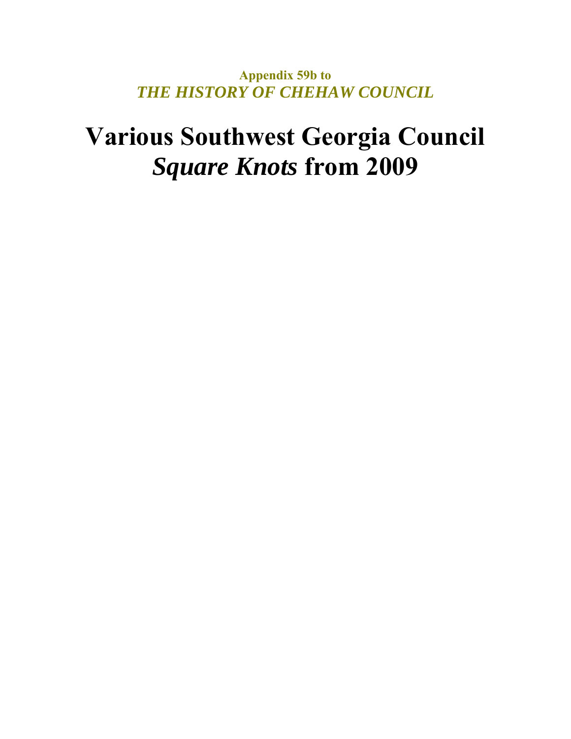**Appendix 59b to**
***THE HISTORY OF CHEHAW COUNCIL***

# Various Southwest Georgia Council *Square Knots* from 2009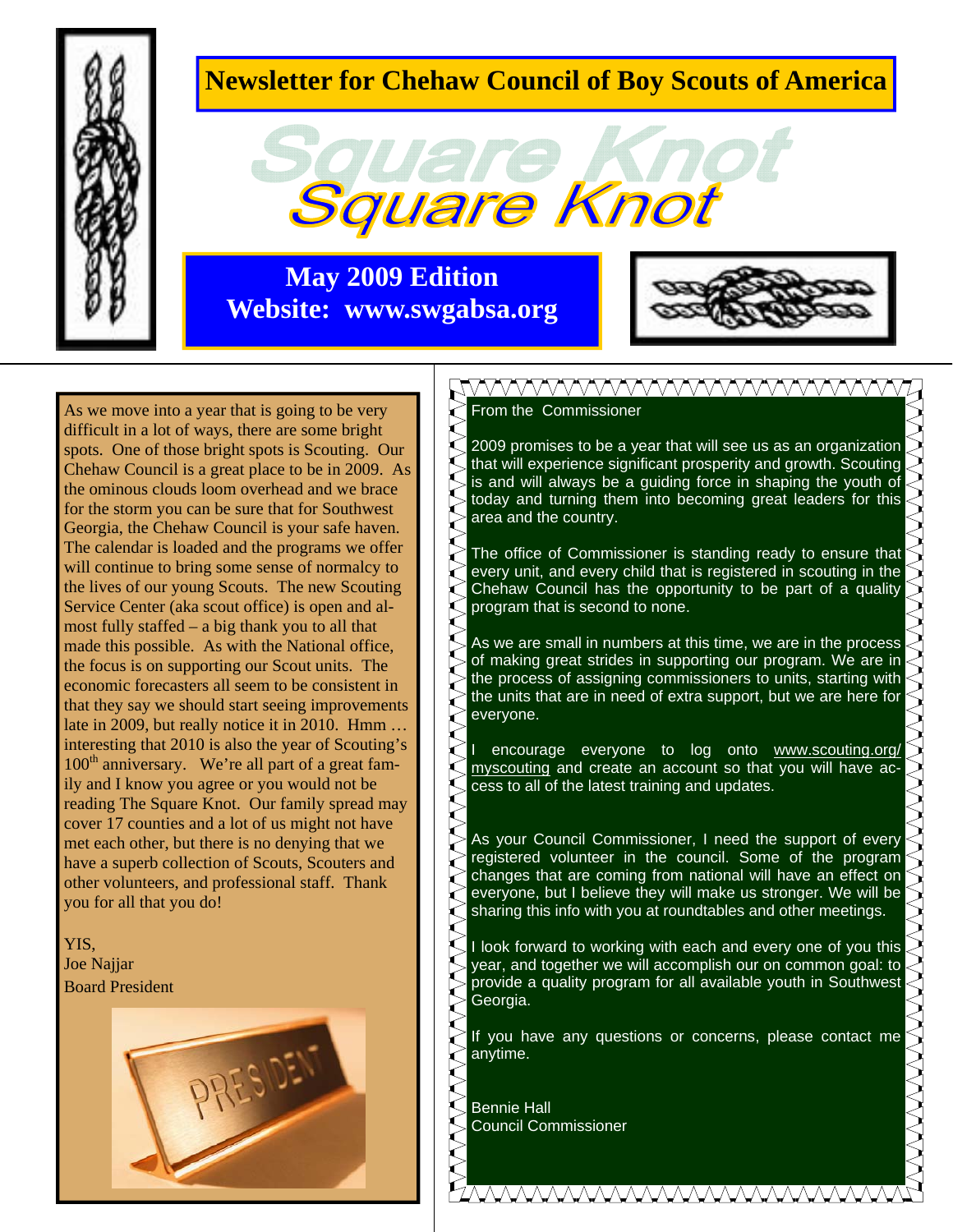# Newsletter for Chehaw Council of Boy Scouts of America

# Square Knot

## May 2009 Edition
## Website: www.swgabsa.org

As we move into a year that is going to be very difficult in a lot of ways, there are some bright spots. One of those bright spots is Scouting. Our Chehaw Council is a great place to be in 2009. As the ominous clouds loom overhead and we brace for the storm you can be sure that for Southwest Georgia, the Chehaw Council is your safe haven. The calendar is loaded and the programs we offer will continue to bring some sense of normalcy to the lives of our young Scouts. The new Scouting Service Center (aka scout office) is open and almost fully staffed – a big thank you to all that made this possible. As with the National office, the focus is on supporting our Scout units. The economic forecasters all seem to be consistent in that they say we should start seeing improvements late in 2009, but really notice it in 2010. Hmm … interesting that 2010 is also the year of Scouting's 100th anniversary. We're all part of a great family and I know you agree or you would not be reading The Square Knot. Our family spread may cover 17 counties and a lot of us might not have met each other, but there is no denying that we have a superb collection of Scouts, Scouters and other volunteers, and professional staff. Thank you for all that you do!

YIS,
Joe Najjar
Board President

From the Commissioner

2009 promises to be a year that will see us as an organization that will experience significant prosperity and growth. Scouting is and will always be a guiding force in shaping the youth of today and turning them into becoming great leaders for this area and the country.

The office of Commissioner is standing ready to ensure that every unit, and every child that is registered in scouting in the Chehaw Council has the opportunity to be part of a quality program that is second to none.

As we are small in numbers at this time, we are in the process of making great strides in supporting our program. We are in the process of assigning commissioners to units, starting with the units that are in need of extra support, but we are here for everyone.

I encourage everyone to log onto www.scouting.org/myscouting and create an account so that you will have access to all of the latest training and updates.

As your Council Commissioner, I need the support of every registered volunteer in the council. Some of the program changes that are coming from national will have an effect on everyone, but I believe they will make us stronger. We will be sharing this info with you at roundtables and other meetings.

I look forward to working with each and every one of you this year, and together we will accomplish our on common goal: to provide a quality program for all available youth in Southwest Georgia.

If you have any questions or concerns, please contact me anytime.

Bennie Hall
Council Commissioner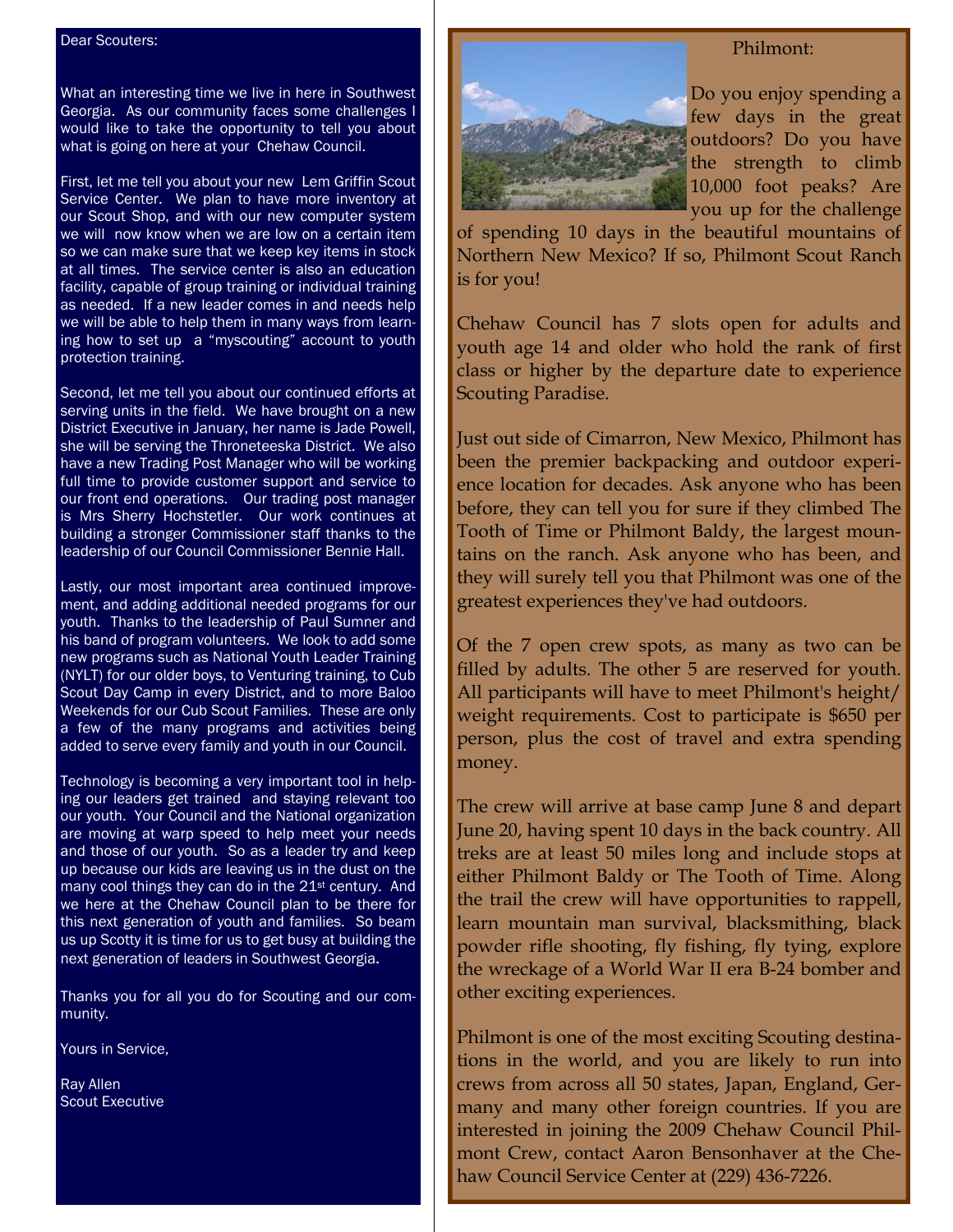Dear Scouters:

What an interesting time we live in here in Southwest Georgia. As our community faces some challenges I would like to take the opportunity to tell you about what is going on here at your Chehaw Council.

First, let me tell you about your new Lem Griffin Scout Service Center. We plan to have more inventory at our Scout Shop, and with our new computer system we will now know when we are low on a certain item so we can make sure that we keep key items in stock at all times. The service center is also an education facility, capable of group training or individual training as needed. If a new leader comes in and needs help we will be able to help them in many ways from learning how to set up a "myscouting" account to youth protection training.

Second, let me tell you about our continued efforts at serving units in the field. We have brought on a new District Executive in January, her name is Jade Powell, she will be serving the Throneteeska District. We also have a new Trading Post Manager who will be working full time to provide customer support and service to our front end operations. Our trading post manager is Mrs Sherry Hochstetler. Our work continues at building a stronger Commissioner staff thanks to the leadership of our Council Commissioner Bennie Hall.

Lastly, our most important area continued improvement, and adding additional needed programs for our youth. Thanks to the leadership of Paul Sumner and his band of program volunteers. We look to add some new programs such as National Youth Leader Training (NYLT) for our older boys, to Venturing training, to Cub Scout Day Camp in every District, and to more Baloo Weekends for our Cub Scout Families. These are only a few of the many programs and activities being added to serve every family and youth in our Council.

Technology is becoming a very important tool in helping our leaders get trained and staying relevant too our youth. Your Council and the National organization are moving at warp speed to help meet your needs and those of our youth. So as a leader try and keep up because our kids are leaving us in the dust on the many cool things they can do in the 21st century. And we here at the Chehaw Council plan to be there for this next generation of youth and families. So beam us up Scotty it is time for us to get busy at building the next generation of leaders in Southwest Georgia.

Thanks you for all you do for Scouting and our community.

Yours in Service,

Ray Allen
Scout Executive

## Philmont:

Do you enjoy spending a few days in the great outdoors? Do you have the strength to climb 10,000 foot peaks? Are you up for the challenge of spending 10 days in the beautiful mountains of Northern New Mexico? If so, Philmont Scout Ranch is for you!

Chehaw Council has 7 slots open for adults and youth age 14 and older who hold the rank of first class or higher by the departure date to experience Scouting Paradise.

Just out side of Cimarron, New Mexico, Philmont has been the premier backpacking and outdoor experience location for decades. Ask anyone who has been before, they can tell you for sure if they climbed The Tooth of Time or Philmont Baldy, the largest mountains on the ranch. Ask anyone who has been, and they will surely tell you that Philmont was one of the greatest experiences they've had outdoors.

Of the 7 open crew spots, as many as two can be filled by adults. The other 5 are reserved for youth. All participants will have to meet Philmont's height/weight requirements. Cost to participate is $650 per person, plus the cost of travel and extra spending money.

The crew will arrive at base camp June 8 and depart June 20, having spent 10 days in the back country. All treks are at least 50 miles long and include stops at either Philmont Baldy or The Tooth of Time. Along the trail the crew will have opportunities to rappell, learn mountain man survival, blacksmithing, black powder rifle shooting, fly fishing, fly tying, explore the wreckage of a World War II era B-24 bomber and other exciting experiences.

Philmont is one of the most exciting Scouting destinations in the world, and you are likely to run into crews from across all 50 states, Japan, England, Germany and many other foreign countries. If you are interested in joining the 2009 Chehaw Council Philmont Crew, contact Aaron Bensonhaver at the Chehaw Council Service Center at (229) 436-7226.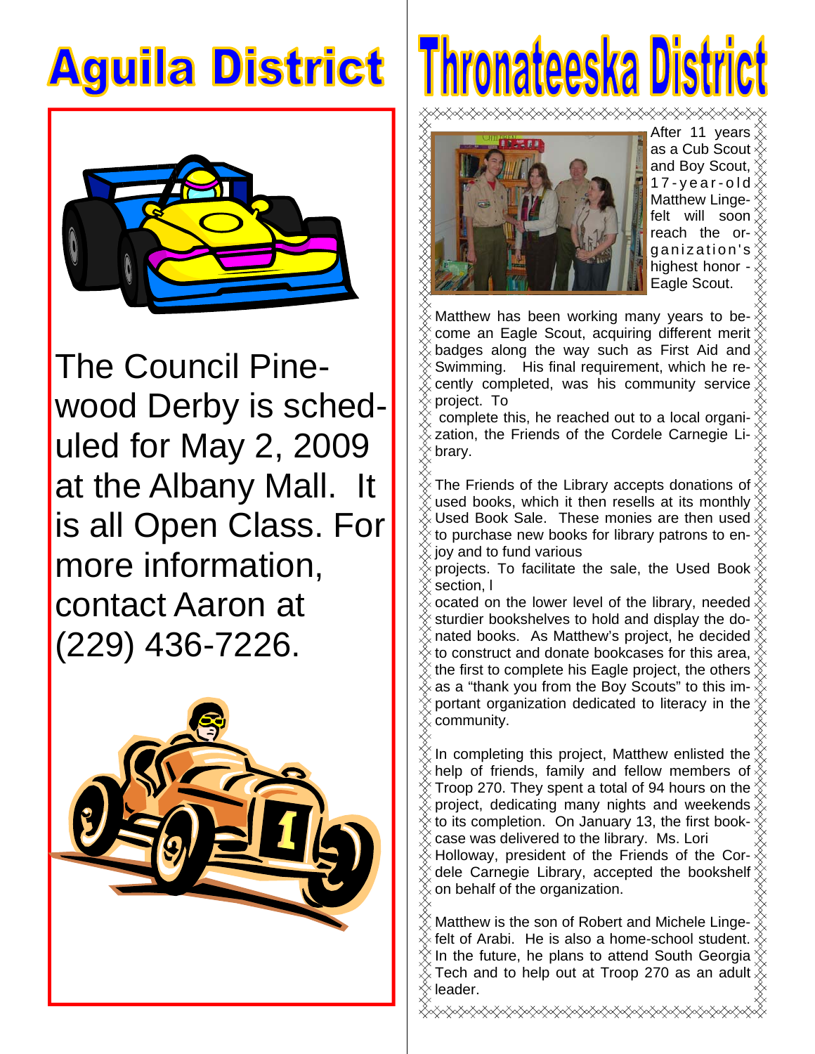# Aguila District

The Council Pinewood Derby is scheduled for May 2, 2009 at the Albany Mall. It is all Open Class. For more information, contact Aaron at (229) 436-7226.

# Thronateeska District

After 11 years as a Cub Scout and Boy Scout, 17-year-old Matthew Lingefelt will soon reach the organization's highest honor - Eagle Scout.

Matthew has been working many years to become an Eagle Scout, acquiring different merit badges along the way such as First Aid and Swimming. His final requirement, which he recently completed, was his community service project. To complete this, he reached out to a local organization, the Friends of the Cordele Carnegie Library.

The Friends of the Library accepts donations of used books, which it then resells at its monthly Used Book Sale. These monies are then used to purchase new books for library patrons to enjoy and to fund various projects. To facilitate the sale, the Used Book section, located on the lower level of the library, needed sturdier bookshelves to hold and display the donated books. As Matthew's project, he decided to construct and donate bookcases for this area, the first to complete his Eagle project, the others as a "thank you from the Boy Scouts" to this important organization dedicated to literacy in the community.

In completing this project, Matthew enlisted the help of friends, family and fellow members of Troop 270. They spent a total of 94 hours on the project, dedicating many nights and weekends to its completion. On January 13, the first bookcase was delivered to the library. Ms. Lori Holloway, president of the Friends of the Cordele Carnegie Library, accepted the bookshelf on behalf of the organization.

Matthew is the son of Robert and Michele Lingefelt of Arabi. He is also a home-school student. In the future, he plans to attend South Georgia Tech and to help out at Troop 270 as an adult leader.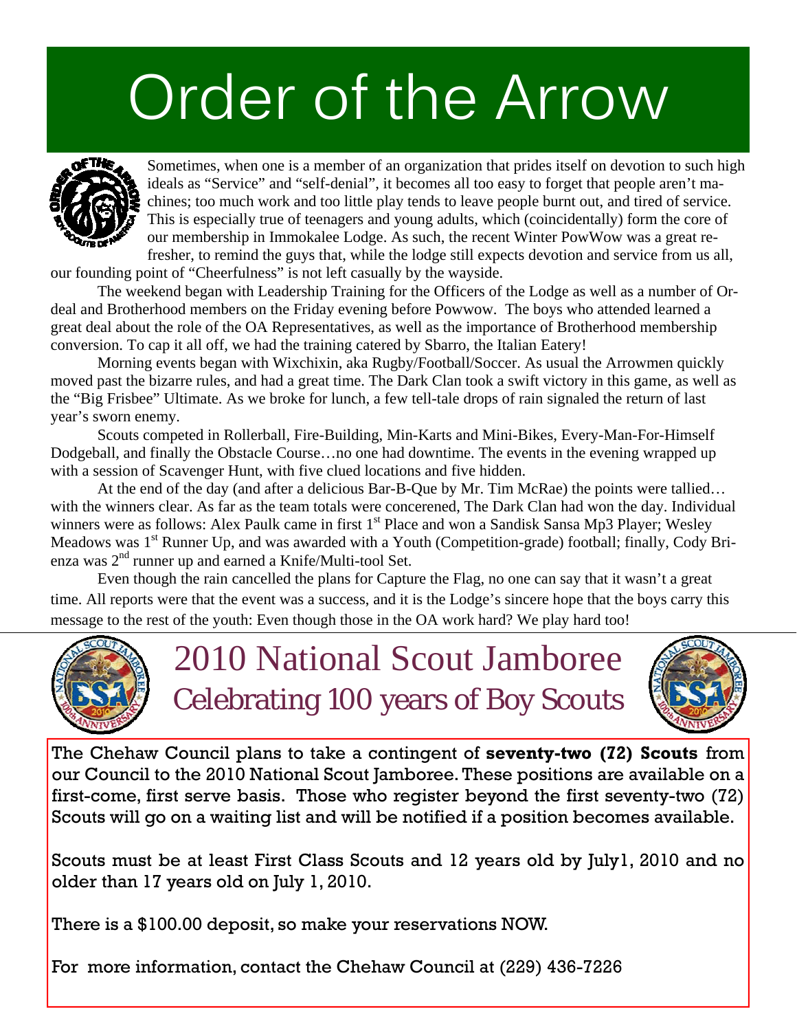# Order of the Arrow

Sometimes, when one is a member of an organization that prides itself on devotion to such high ideals as "Service" and "self-denial", it becomes all too easy to forget that people aren't machines; too much work and too little play tends to leave people burnt out, and tired of service. This is especially true of teenagers and young adults, which (coincidentally) form the core of our membership in Immokalee Lodge. As such, the recent Winter PowWow was a great refresher, to remind the guys that, while the lodge still expects devotion and service from us all, our founding point of "Cheerfulness" is not left casually by the wayside.

The weekend began with Leadership Training for the Officers of the Lodge as well as a number of Ordeal and Brotherhood members on the Friday evening before Powwow. The boys who attended learned a great deal about the role of the OA Representatives, as well as the importance of Brotherhood membership conversion. To cap it all off, we had the training catered by Sbarro, the Italian Eatery!

Morning events began with Wixchixin, aka Rugby/Football/Soccer. As usual the Arrowmen quickly moved past the bizarre rules, and had a great time. The Dark Clan took a swift victory in this game, as well as the "Big Frisbee" Ultimate. As we broke for lunch, a few tell-tale drops of rain signaled the return of last year's sworn enemy.

Scouts competed in Rollerball, Fire-Building, Min-Karts and Mini-Bikes, Every-Man-For-Himself Dodgeball, and finally the Obstacle Course…no one had downtime. The events in the evening wrapped up with a session of Scavenger Hunt, with five clued locations and five hidden.

At the end of the day (and after a delicious Bar-B-Que by Mr. Tim McRae) the points were tallied… with the winners clear. As far as the team totals were concerened, The Dark Clan had won the day. Individual winners were as follows: Alex Paulk came in first 1st Place and won a Sandisk Sansa Mp3 Player; Wesley Meadows was 1st Runner Up, and was awarded with a Youth (Competition-grade) football; finally, Cody Brienza was 2nd runner up and earned a Knife/Multi-tool Set.

Even though the rain cancelled the plans for Capture the Flag, no one can say that it wasn't a great time. All reports were that the event was a success, and it is the Lodge's sincere hope that the boys carry this message to the rest of the youth: Even though those in the OA work hard? We play hard too!

# 2010 National Scout Jamboree

## Celebrating 100 years of Boy Scouts

The Chehaw Council plans to take a contingent of **seventy-two (72) Scouts** from our Council to the 2010 National Scout Jamboree. These positions are available on a first-come, first serve basis. Those who register beyond the first seventy-two (72) Scouts will go on a waiting list and will be notified if a position becomes available.

Scouts must be at least First Class Scouts and 12 years old by July1, 2010 and no older than 17 years old on July 1, 2010.

There is a $100.00 deposit, so make your reservations NOW.

For more information, contact the Chehaw Council at (229) 436-7226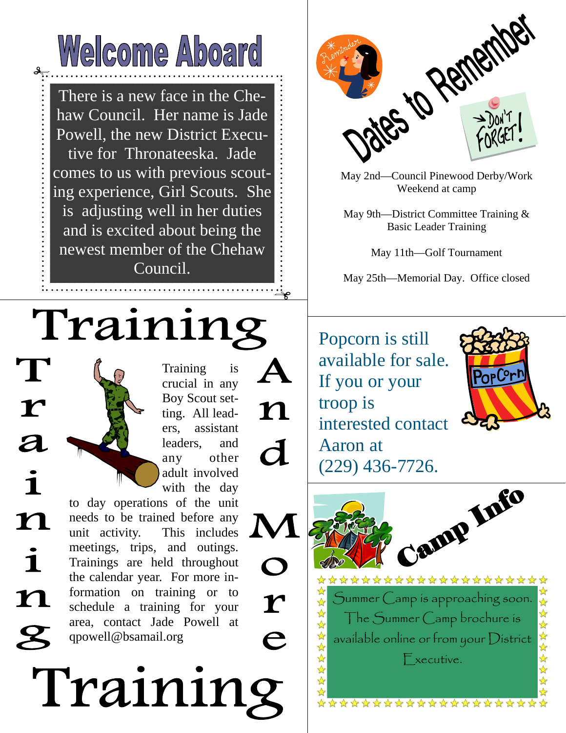## Welcome Aboard

There is a new face in the Chehaw Council. Her name is Jade Powell, the new District Executive for Thronateeska. Jade comes to us with previous scouting experience, Girl Scouts. She is adjusting well in her duties and is excited about being the newest member of the Chehaw Council.

## Dates to Remember

May 2nd—Council Pinewood Derby/Work Weekend at camp

May 9th—District Committee Training & Basic Leader Training

May 11th—Golf Tournament

May 25th—Memorial Day. Office closed

## Training And More Training

Training is crucial in any Boy Scout setting. All leaders, assistant leaders, and any other adult involved with the day to day operations of the unit needs to be trained before any unit activity. This includes meetings, trips, and outings. Trainings are held throughout the calendar year. For more information on training or to schedule a training for your area, contact Jade Powell at qpowell@bsamail.org

Popcorn is still available for sale. If you or your troop is interested contact Aaron at (229) 436-7726.

## Camp Info

Summer Camp is approaching soon. The Summer Camp brochure is available online or from your District Executive.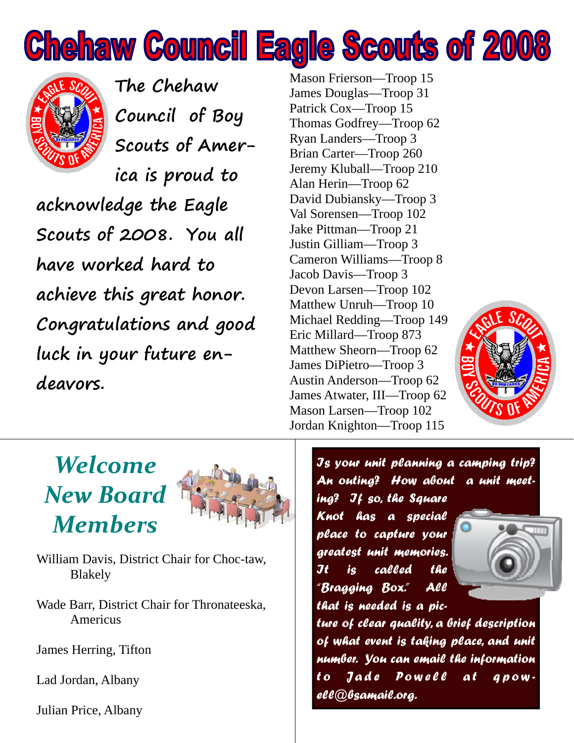# Chehaw Council Eagle Scouts of 2008

The Chehaw Council of Boy Scouts of America is proud to acknowledge the Eagle Scouts of 2008. You all have worked hard to achieve this great honor. Congratulations and good luck in your future endeavors.

Mason Frierson—Troop 15
James Douglas—Troop 31
Patrick Cox—Troop 15
Thomas Godfrey—Troop 62
Ryan Landers—Troop 3
Brian Carter—Troop 260
Jeremy Kluball—Troop 210
Alan Herin—Troop 62
David Dubiansky—Troop 3
Val Sorensen—Troop 102
Jake Pittman—Troop 21
Justin Gilliam—Troop 3
Cameron Williams—Troop 8
Jacob Davis—Troop 3
Devon Larsen—Troop 102
Matthew Unruh—Troop 10
Michael Redding—Troop 149
Eric Millard—Troop 873
Matthew Sheorn—Troop 62
James DiPietro—Troop 3
Austin Anderson—Troop 62
James Atwater, III—Troop 62
Mason Larsen—Troop 102
Jordan Knighton—Troop 115

## *Welcome New Board Members*

William Davis, District Chair for Choc-taw, Blakely

Wade Barr, District Chair for Thronateeska, Americus

James Herring, Tifton

Lad Jordan, Albany

Julian Price, Albany

Is your unit planning a camping trip? An outing? How about a unit meeting? If so, the Square Knot has a special place to capture your greatest unit memories. It is called the "Bragging Box." All that is needed is a picture of clear quality, a brief description of what event is taking place, and unit number. You can email the information to Jade Powell at gpowell@bsamail.org.